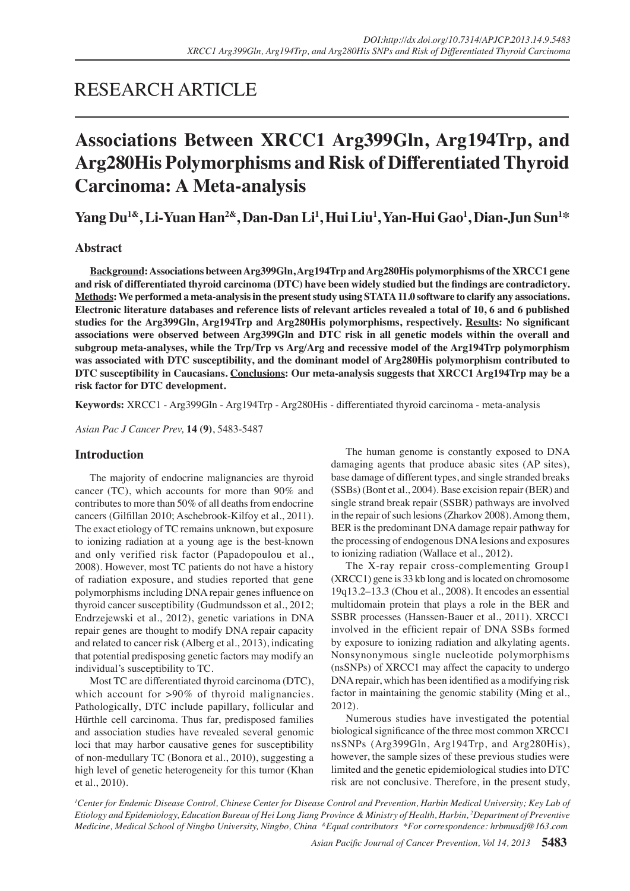RESEARCH ARTICLE

# Associations Between XRCC1 Arg399Gln, Arg194Trp, and Arg280His Polymorphisms and Risk of Differentiated Thyroid Carcinoma: A Meta-analysis

**Yang Du[1&], Li-Yuan Han[2&], Dan-Dan Li[1], Hui Liu[1], Yan-Hui Gao[1], Dian-Jun Sun[1*]**

## Abstract

**Background: Associations between Arg399Gln, Arg194Trp and Arg280His polymorphisms of the XRCC1 gene and risk of differentiated thyroid carcinoma (DTC) have been widely studied but the findings are contradictory. Methods: We performed a meta-analysis in the present study using STATA 11.0 software to clarify any associations. Electronic literature databases and reference lists of relevant articles revealed a total of 10, 6 and 6 published studies for the Arg399Gln, Arg194Trp and Arg280His polymorphisms, respectively. Results: No significant associations were observed between Arg399Gln and DTC risk in all genetic models within the overall and subgroup meta-analyses, while the Trp/Trp vs Arg/Arg and recessive model of the Arg194Trp polymorphism was associated with DTC susceptibility, and the dominant model of Arg280His polymorphism contributed to DTC susceptibility in Caucasians. Conclusions: Our meta-analysis suggests that XRCC1 Arg194Trp may be a risk factor for DTC development.**

**Keywords:** XRCC1 - Arg399Gln - Arg194Trp - Arg280His - differentiated thyroid carcinoma - meta-analysis

*Asian Pac J Cancer Prev,* **14 (9)**, 5483-5487

## Introduction

The majority of endocrine malignancies are thyroid cancer (TC), which accounts for more than 90% and contributes to more than 50% of all deaths from endocrine cancers (Gilfillan 2010; Aschebrook-Kilfoy et al., 2011). The exact etiology of TC remains unknown, but exposure to ionizing radiation at a young age is the best-known and only verified risk factor (Papadopoulou et al., 2008). However, most TC patients do not have a history of radiation exposure, and studies reported that gene polymorphisms including DNA repair genes influence on thyroid cancer susceptibility (Gudmundsson et al., 2012; Endrzejewski et al., 2012), genetic variations in DNA repair genes are thought to modify DNA repair capacity and related to cancer risk (Alberg et al., 2013), indicating that potential predisposing genetic factors may modify an individual's susceptibility to TC.

Most TC are differentiated thyroid carcinoma (DTC), which account for >90% of thyroid malignancies. Pathologically, DTC include papillary, follicular and Hürthle cell carcinoma. Thus far, predisposed families and association studies have revealed several genomic loci that may harbor causative genes for susceptibility of non-medullary TC (Bonora et al., 2010), suggesting a high level of genetic heterogeneity for this tumor (Khan et al., 2010).

The human genome is constantly exposed to DNA damaging agents that produce abasic sites (AP sites), base damage of different types, and single stranded breaks (SSBs) (Bont et al., 2004). Base excision repair (BER) and single strand break repair (SSBR) pathways are involved in the repair of such lesions (Zharkov 2008). Among them, BER is the predominant DNA damage repair pathway for the processing of endogenous DNA lesions and exposures to ionizing radiation (Wallace et al., 2012).

The X-ray repair cross-complementing Group1 (XRCC1) gene is 33 kb long and is located on chromosome 19q13.2–13.3 (Chou et al., 2008). It encodes an essential multidomain protein that plays a role in the BER and SSBR processes (Hanssen-Bauer et al., 2011). XRCC1 involved in the efficient repair of DNA SSBs formed by exposure to ionizing radiation and alkylating agents. Nonsynonymous single nucleotide polymorphisms (nsSNPs) of XRCC1 may affect the capacity to undergo DNA repair, which has been identified as a modifying risk factor in maintaining the genomic stability (Ming et al., 2012).

Numerous studies have investigated the potential biological significance of the three most common XRCC1 nsSNPs (Arg399Gln, Arg194Trp, and Arg280His), however, the sample sizes of these previous studies were limited and the genetic epidemiological studies into DTC risk are not conclusive. Therefore, in the present study,

[1]Center for Endemic Disease Control, Chinese Center for Disease Control and Prevention, Harbin Medical University; Key Lab of Etiology and Epidemiology, Education Bureau of Hei Long Jiang Province & Ministry of Health, Harbin, [2]Department of Preventive Medicine, Medical School of Ningbo University, Ningbo, China [&]Equal contributors [*]For correspondence: hrbmusdj@163.com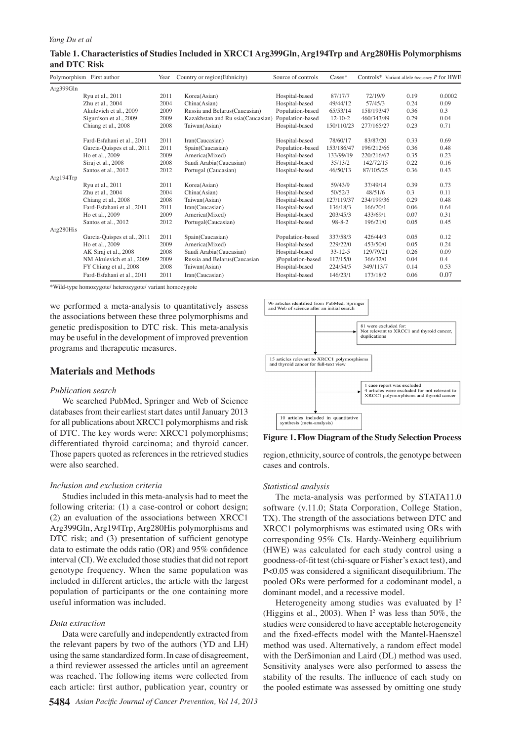**Table 1. Characteristics of Studies Included in XRCC1 Arg399Gln, Arg194Trp and Arg280His Polymorphisms and DTC Risk**

| Polymorphism | First author | Year | Country or region(Ethnicity) | Source of controls | Cases* | Controls* | Variant allele frequency | P for HWE |
|---|---|---|---|---|---|---|---|---|
| Arg399Gln | | | | | | | | |
| | Ryu et al., 2011 | 2011 | Korea(Asian) | Hospital-based | 87/17/7 | 72/19/9 | 0.19 | 0.0002 |
| | Zhu et al., 2004 | 2004 | China(Asian) | Hospital-based | 49/44/12 | 57/45/3 | 0.24 | 0.09 |
| | Akulevich et al., 2009 | 2009 | Russia and Belarus(Caucasian) | Population-based | 65/53/14 | 158/193/47 | 0.36 | 0.3 |
| | Sigurdson et al., 2009 | 2009 | Kazakhstan and Ru ssia(Caucasian) | Population-based | 12-10-2 | 460/343/89 | 0.29 | 0.04 |
| | Chiang et al., 2008 | 2008 | Taiwan(Asian) | Hospital-based | 150/110/23 | 277/165/27 | 0.23 | 0.71 |
| | Fard-Esfahani et al., 2011 | 2011 | Iran(Caucasian) | Hospital-based | 78/60/17 | 83/87/20 | 0.33 | 0.69 |
| | Garcia-Quispes et al., 2011 | 2011 | Spain(Caucasian) | Population-based | 153/186/47 | 196/212/66 | 0.36 | 0.48 |
| | Ho et al., 2009 | 2009 | America(Mixed) | Hospital-based | 133/99/19 | 220/216/67 | 0.35 | 0.23 |
| | Siraj et al., 2008 | 2008 | Saudi Arabia(Caucasian) | Hospital-based | 35/13/2 | 142/72/15 | 0.22 | 0.16 |
| | Santos et al., 2012 | 2012 | Portugal (Caucasian) | Hospital-based | 46/50/13 | 87/105/25 | 0.36 | 0.43 |
| Arg194Trp | | | | | | | | |
| | Ryu et al., 2011 | 2011 | Korea(Asian) | Hospital-based | 59/43/9 | 37/49/14 | 0.39 | 0.73 |
| | Zhu et al., 2004 | 2004 | China(Asian) | Hospital-based | 50/52/3 | 48/51/6 | 0.3 | 0.11 |
| | Chiang et al., 2008 | 2008 | Taiwan(Asian) | Hospital-based | 127/119/37 | 234/199/36 | 0.29 | 0.48 |
| | Fard-Esfahani et al., 2011 | 2011 | Iran(Caucasian) | Hospital-based | 136/18/3 | 166/20/1 | 0.06 | 0.64 |
| | Ho et al., 2009 | 2009 | America(Mixed) | Hospital-based | 203/45/3 | 433/69/1 | 0.07 | 0.31 |
| | Santos et al., 2012 | 2012 | Portugal(Caucasian) | Hospital-based | 98-8-2 | 196/21/0 | 0.05 | 0.45 |
| Arg280His | | | | | | | | |
| | Garcia-Quispes et al., 2011 | 2011 | Spain(Caucasian) | Population-based | 337/58/3 | 426/44/3 | 0.05 | 0.12 |
| | Ho et al., 2009 | 2009 | America(Mixed) | Hospital-based | 229/22/0 | 453/50/0 | 0.05 | 0.24 |
| | AK Siraj et al., 2008 | 2008 | Saudi Arabia(Caucasian) | Hospital-based | 33-12-5 | 129/79/21 | 0.26 | 0.09 |
| | NM Akulevich et al., 2009 | 2009 | Russia and Belarus(Caucasian | )Population-based | 117/15/0 | 366/32/0 | 0.04 | 0.4 |
| | FY Chiang et al., 2008 | 2008 | Taiwan(Asian) | Hospital-based | 224/54/5 | 349/113/7 | 0.14 | 0.53 |
| | Fard-Esfahani et al., 2011 | 2011 | Iran(Caucasian) | Hospital-based | 146/23/1 | 173/18/2 | 0.06 | 0.07 |

*Wild-type homozygote/ heterozygote/ variant homozygote

we performed a meta-analysis to quantitatively assess the associations between these three polymorphisms and genetic predisposition to DTC risk. This meta-analysis may be useful in the development of improved prevention programs and therapeutic measures.

## Materials and Methods

### *Publication search*

We searched PubMed, Springer and Web of Science databases from their earliest start dates until January 2013 for all publications about XRCC1 polymorphisms and risk of DTC. The key words were: XRCC1 polymorphisms; differentiated thyroid carcinoma; and thyroid cancer. Those papers quoted as references in the retrieved studies were also searched.

### *Inclusion and exclusion criteria*

Studies included in this meta-analysis had to meet the following criteria: (1) a case-control or cohort design; (2) an evaluation of the associations between XRCC1 Arg399Gln, Arg194Trp, Arg280His polymorphisms and DTC risk; and (3) presentation of sufficient genotype data to estimate the odds ratio (OR) and 95% confidence interval (CI). We excluded those studies that did not report genotype frequency. When the same population was included in different articles, the article with the largest population of participants or the one containing more useful information was included.

### *Data extraction*

Data were carefully and independently extracted from the relevant papers by two of the authors (YD and LH) using the same standardized form. In case of disagreement, a third reviewer assessed the articles until an agreement was reached. The following items were collected from each article: first author, publication year, country or region, ethnicity, source of controls, the genotype between cases and controls.

96 articles identified from PubMed, Springer and Web of science after an initial search

81 were excluded for: Not relevant to XRCC1 and thyroid cancer, duplications

15 articles relevant to XRCC1 polymorphisms and thyroid cancer for full-text view

1 case report was excluded
4 articles were excluded for not relevant to XRCC1 polymorphisms and thyroid cancer

10 articles included in quantitative synthesis (meta-analysis)

**Figure 1. Flow Diagram of the Study Selection Process**

### *Statistical analysis*

The meta-analysis was performed by STATA11.0 software (v.11.0; Stata Corporation, College Station, TX). The strength of the associations between DTC and XRCC1 polymorphisms was estimated using ORs with corresponding 95% CIs. Hardy-Weinberg equilibrium (HWE) was calculated for each study control using a goodness-of-fit test (chi-square or Fisher's exact test), and $P<0.05$ was considered a significant disequilibrium. The pooled ORs were performed for a codominant model, a dominant model, and a recessive model.

Heterogeneity among studies was evaluated by $I^2$ (Higgins et al., 2003). When $I^2$ was less than 50%, the studies were considered to have acceptable heterogeneity and the fixed-effects model with the Mantel-Haenszel method was used. Alternatively, a random effect model with the DerSimonian and Laird (DL) method was used. Sensitivity analyses were also performed to assess the stability of the results. The influence of each study on the pooled estimate was assessed by omitting one study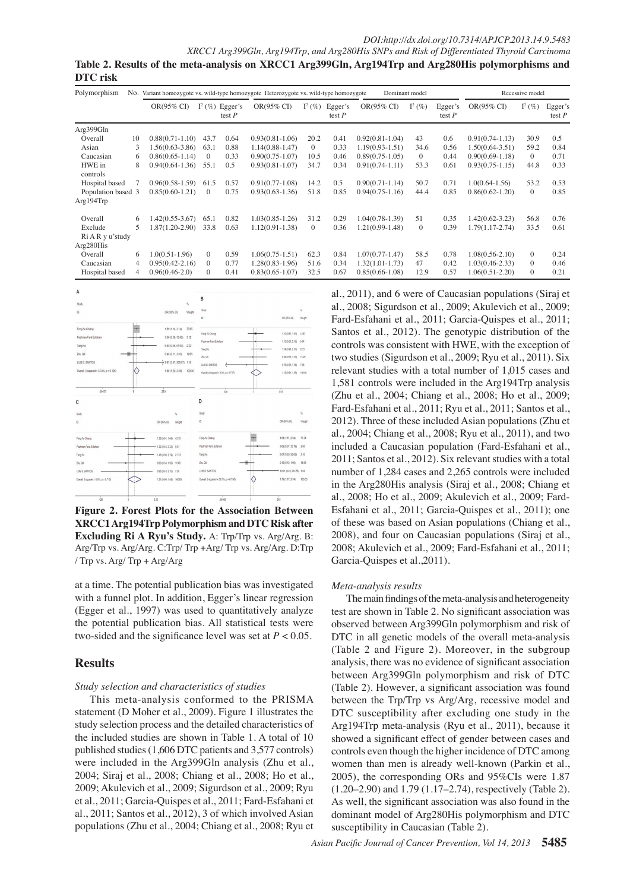**Table 2. Results of the meta-analysis on XRCC1 Arg399Gln, Arg194Trp and Arg280His polymorphisms and DTC risk**

| Polymorphism | No. | Variant homozygote vs. wild-type homozygote | | | Heterozygote vs. wild-type homozygote | | | Dominant model | | | Recessive model | | |
|---|---|---|---|---|---|---|---|---|---|---|---|---|---|
| | | OR(95% CI) | $I^2$ (%) | Egger's test $P$ | OR(95% CI) | $I^2$ (%) | Egger's test $P$ | OR(95% CI) | $I^2$ (%) | Egger's test $P$ | OR(95% CI) | $I^2$ (%) | Egger's test $P$ |
| Arg399Gln | | | | | | | | | | | | | |
| Overall | 10 | 0.88(0.71-1.10) | 43.7 | 0.64 | 0.93(0.81-1.06) | 20.2 | 0.41 | 0.92(0.81-1.04) | 43 | 0.6 | 0.91(0.74-1.13) | 30.9 | 0.5 |
| Asian | 3 | 1.56(0.63-3.86) | 63.1 | 0.88 | 1.14(0.88-1.47) | 0 | 0.33 | 1.19(0.93-1.51) | 34.6 | 0.56 | 1.50(0.64-3.51) | 59.2 | 0.84 |
| Caucasian | 6 | 0.86(0.65-1.14) | 0 | 0.33 | 0.90(0.75-1.07) | 10.5 | 0.46 | 0.89(0.75-1.05) | 0 | 0.44 | 0.90(0.69-1.18) | 0 | 0.71 |
| HWE in controls | 8 | 0.94(0.64-1.36) | 55.1 | 0.5 | 0.93(0.81-1.07) | 34.7 | 0.34 | 0.91(0.74-1.11) | 53.3 | 0.61 | 0.93(0.75-1.15) | 44.8 | 0.33 |
| Hospital based | 7 | 0.96(0.58-1.59) | 61.5 | 0.57 | 0.91(0.77-1.08) | 14.2 | 0.5 | 0.90(0.71-1.14) | 50.7 | 0.71 | 1.0(0.64-1.56) | 53.2 | 0.53 |
| Population based | 3 | 0.85(0.60-1.21) | 0 | 0.75 | 0.93(0.63-1.36) | 51.8 | 0.85 | 0.94(0.75-1.16) | 44.4 | 0.85 | 0.86(0.62-1.20) | 0 | 0.85 |
| Arg194Trp | | | | | | | | | | | | | |
| Overall | 6 | 1.42(0.55-3.67) | 65.1 | 0.82 | 1.03(0.85-1.26) | 31.2 | 0.29 | 1.04(0.78-1.39) | 51 | 0.35 | 1.42(0.62-3.23) | 56.8 | 0.76 |
| Exclude Ri A R y u'study | 5 | 1.87(1.20-2.90) | 33.8 | 0.63 | 1.12(0.91-1.38) | 0 | 0.36 | 1.21(0.99-1.48) | 0 | 0.39 | 1.79(1.17-2.74) | 33.5 | 0.61 |
| Arg280His | | | | | | | | | | | | | |
| Overall | 6 | 1.0(0.51-1.96) | 0 | 0.59 | 1.06(0.75-1.51) | 62.3 | 0.84 | 1.07(0.77-1.47) | 58.5 | 0.78 | 1.08(0.56-2.10) | 0 | 0.24 |
| Caucasian | 4 | 0.95(0.42-2.16) | 0 | 0.77 | 1.28(0.83-1.96) | 51.6 | 0.34 | 1.32(1.01-1.73) | 47 | 0.42 | 1.03(0.46-2.33) | 0 | 0.46 |
| Hospital based | 4 | 0.96(0.46-2.0) | 0 | 0.41 | 0.83(0.65-1.07) | 32.5 | 0.67 | 0.85(0.66-1.08) | 12.9 | 0.57 | 1.06(0.51-2.20) | 0 | 0.21 |

**Figure 2. Forest Plots for the Association Between XRCC1 Arg194Trp Polymorphism and DTC Risk after Excluding Ri A Ryu's Study.** A: Trp/Trp vs. Arg/Arg. B: Arg/Trp vs. Arg/Arg. C:Trp/ Trp +Arg/ Trp vs. Arg/Arg. D:Trp / Trp vs. Arg/ Trp + Arg/Arg

at a time. The potential publication bias was investigated with a funnel plot. In addition, Egger's linear regression (Egger et al., 1997) was used to quantitatively analyze the potential publication bias. All statistical tests were two-sided and the significance level was set at $P < 0.05$.

## Results

### *Study selection and characteristics of studies*

This meta-analysis conformed to the PRISMA statement (D Moher et al., 2009). Figure 1 illustrates the study selection process and the detailed characteristics of the included studies are shown in Table 1. A total of 10 published studies (1,606 DTC patients and 3,577 controls) were included in the Arg399Gln analysis (Zhu et al., 2004; Siraj et al., 2008; Chiang et al., 2008; Ho et al., 2009; Akulevich et al., 2009; Sigurdson et al., 2009; Ryu et al., 2011; Garcia-Quispes et al., 2011; Fard-Esfahani et al., 2011; Santos et al., 2012), 3 of which involved Asian populations (Zhu et al., 2004; Chiang et al., 2008; Ryu et al., 2011), and 6 were of Caucasian populations (Siraj et al., 2008; Sigurdson et al., 2009; Akulevich et al., 2009; Fard-Esfahani et al., 2011; Garcia-Quispes et al., 2011; Santos et al., 2012). The genotypic distribution of the controls was consistent with HWE, with the exception of two studies (Sigurdson et al., 2009; Ryu et al., 2011). Six relevant studies with a total number of 1,015 cases and 1,581 controls were included in the Arg194Trp analysis (Zhu et al., 2004; Chiang et al., 2008; Ho et al., 2009; Fard-Esfahani et al., 2011; Ryu et al., 2011; Santos et al., 2012). Three of these included Asian populations (Zhu et al., 2004; Chiang et al., 2008; Ryu et al., 2011), and two included a Caucasian population (Fard-Esfahani et al., 2011; Santos et al., 2012). Six relevant studies with a total number of 1,284 cases and 2,265 controls were included in the Arg280His analysis (Siraj et al., 2008; Chiang et al., 2008; Ho et al., 2009; Akulevich et al., 2009; Fard-Esfahani et al., 2011; Garcia-Quispes et al., 2011); one of these was based on Asian populations (Chiang et al., 2008), and four on Caucasian populations (Siraj et al., 2008; Akulevich et al., 2009; Fard-Esfahani et al., 2011; Garcia-Quispes et al.,2011).

### *Meta-analysis results*

The main findings of the meta-analysis and heterogeneity test are shown in Table 2. No significant association was observed between Arg399Gln polymorphism and risk of DTC in all genetic models of the overall meta-analysis (Table 2 and Figure 2). Moreover, in the subgroup analysis, there was no evidence of significant association between Arg399Gln polymorphism and risk of DTC (Table 2). However, a significant association was found between the Trp/Trp vs Arg/Arg, recessive model and DTC susceptibility after excluding one study in the Arg194Trp meta-analysis (Ryu et al., 2011), because it showed a significant effect of gender between cases and controls even though the higher incidence of DTC among women than men is already well-known (Parkin et al., 2005), the corresponding ORs and 95%CIs were 1.87 (1.20–2.90) and 1.79 (1.17–2.74), respectively (Table 2). As well, the significant association was also found in the dominant model of Arg280His polymorphism and DTC susceptibility in Caucasian (Table 2).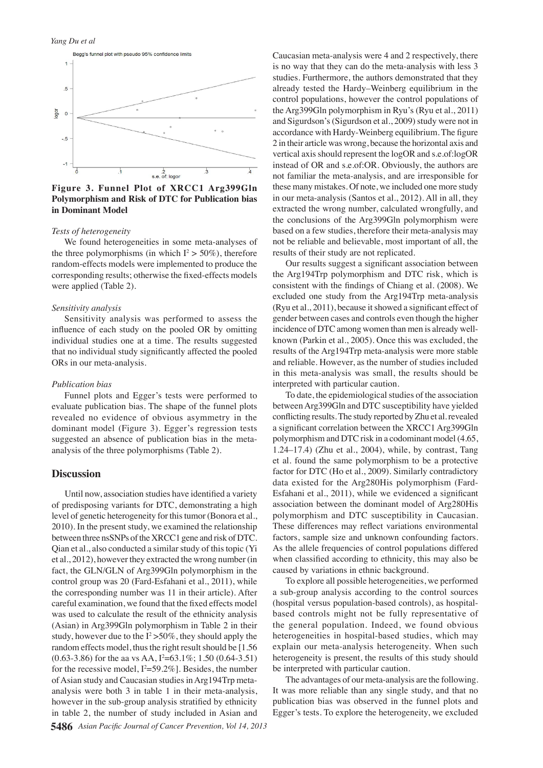**Figure 3. Funnel Plot of XRCC1 Arg399Gln Polymorphism and Risk of DTC for Publication bias in Dominant Model**

### *Tests of heterogeneity*

We found heterogeneities in some meta-analyses of the three polymorphisms (in which $I^2 > 50\%$), therefore random-effects models were implemented to produce the corresponding results; otherwise the fixed-effects models were applied (Table 2).

### *Sensitivity analysis*

Sensitivity analysis was performed to assess the influence of each study on the pooled OR by omitting individual studies one at a time. The results suggested that no individual study significantly affected the pooled ORs in our meta-analysis.

### *Publication bias*

Funnel plots and Egger's tests were performed to evaluate publication bias. The shape of the funnel plots revealed no evidence of obvious asymmetry in the dominant model (Figure 3). Egger's regression tests suggested an absence of publication bias in the meta-analysis of the three polymorphisms (Table 2).

## Discussion

Until now, association studies have identified a variety of predisposing variants for DTC, demonstrating a high level of genetic heterogeneity for this tumor (Bonora et al., 2010). In the present study, we examined the relationship between three nsSNPs of the XRCC1 gene and risk of DTC. Qian et al., also conducted a similar study of this topic (Yi et al., 2012), however they extracted the wrong number (in fact, the GLN/GLN of Arg399Gln polymorphism in the control group was 20 (Fard-Esfahani et al., 2011), while the corresponding number was 11 in their article). After careful examination, we found that the fixed effects model was used to calculate the result of the ethnicity analysis (Asian) in Arg399Gln polymorphism in Table 2 in their study, however due to the $I^2 > 50\%$, they should apply the random effects model, thus the right result should be [1.56 (0.63-3.86) for the aa vs AA, $I^2$=63.1%; 1.50 (0.64-3.51) for the recessive model, $I^2$=59.2%]. Besides, the number of Asian study and Caucasian studies in Arg194Trp meta-analysis were both 3 in table 1 in their meta-analysis, however in the sub-group analysis stratified by ethnicity in table 2, the number of study included in Asian and Caucasian meta-analysis were 4 and 2 respectively, there is no way that they can do the meta-analysis with less 3 studies. Furthermore, the authors demonstrated that they already tested the Hardy–Weinberg equilibrium in the control populations, however the control populations of the Arg399Gln polymorphism in Ryu's (Ryu et al., 2011) and Sigurdson's (Sigurdson et al., 2009) study were not in accordance with Hardy-Weinberg equilibrium. The figure 2 in their article was wrong, because the horizontal axis and vertical axis should represent the logOR and s.e.of:logOR instead of OR and s.e.of:OR. Obviously, the authors are not familiar the meta-analysis, and are irresponsible for these many mistakes. Of note, we included one more study in our meta-analysis (Santos et al., 2012). All in all, they extracted the wrong number, calculated wrongfully, and the conclusions of the Arg399Gln polymorphism were based on a few studies, therefore their meta-analysis may not be reliable and believable, most important of all, the results of their study are not replicated.

Our results suggest a significant association between the Arg194Trp polymorphism and DTC risk, which is consistent with the findings of Chiang et al. (2008). We excluded one study from the Arg194Trp meta-analysis (Ryu et al., 2011), because it showed a significant effect of gender between cases and controls even though the higher incidence of DTC among women than men is already well-known (Parkin et al., 2005). Once this was excluded, the results of the Arg194Trp meta-analysis were more stable and reliable. However, as the number of studies included in this meta-analysis was small, the results should be interpreted with particular caution.

To date, the epidemiological studies of the association between Arg399Gln and DTC susceptibility have yielded conflicting results. The study reported by Zhu et al. revealed a significant correlation between the XRCC1 Arg399Gln polymorphism and DTC risk in a codominant model (4.65, 1.24–17.4) (Zhu et al., 2004), while, by contrast, Tang et al. found the same polymorphism to be a protective factor for DTC (Ho et al., 2009). Similarly contradictory data existed for the Arg280His polymorphism (Fard-Esfahani et al., 2011), while we evidenced a significant association between the dominant model of Arg280His polymorphism and DTC susceptibility in Caucasian. These differences may reflect variations environmental factors, sample size and unknown confounding factors. As the allele frequencies of control populations differed when classified according to ethnicity, this may also be caused by variations in ethnic background.

To explore all possible heterogeneities, we performed a sub-group analysis according to the control sources (hospital versus population-based controls), as hospital-based controls might not be fully representative of the general population. Indeed, we found obvious heterogeneities in hospital-based studies, which may explain our meta-analysis heterogeneity. When such heterogeneity is present, the results of this study should be interpreted with particular caution.

The advantages of our meta-analysis are the following. It was more reliable than any single study, and that no publication bias was observed in the funnel plots and Egger's tests. To explore the heterogeneity, we excluded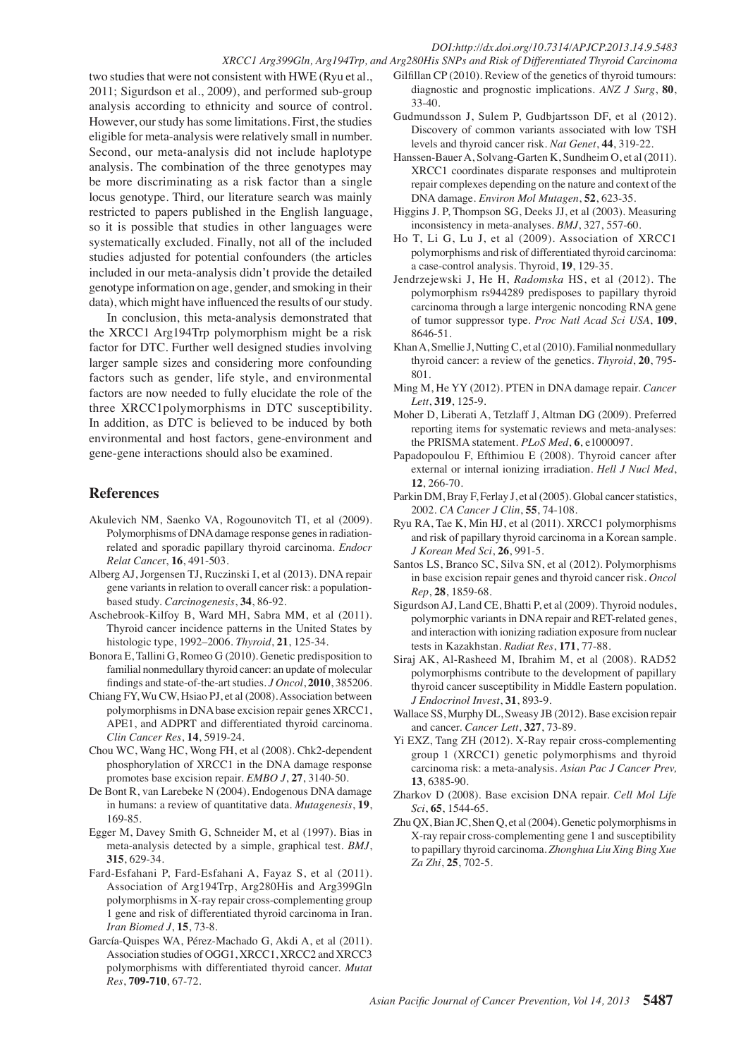two studies that were not consistent with HWE (Ryu et al., 2011; Sigurdson et al., 2009), and performed sub-group analysis according to ethnicity and source of control. However, our study has some limitations. First, the studies eligible for meta-analysis were relatively small in number. Second, our meta-analysis did not include haplotype analysis. The combination of the three genotypes may be more discriminating as a risk factor than a single locus genotype. Third, our literature search was mainly restricted to papers published in the English language, so it is possible that studies in other languages were systematically excluded. Finally, not all of the included studies adjusted for potential confounders (the articles included in our meta-analysis didn't provide the detailed genotype information on age, gender, and smoking in their data), which might have influenced the results of our study.

In conclusion, this meta-analysis demonstrated that the XRCC1 Arg194Trp polymorphism might be a risk factor for DTC. Further well designed studies involving larger sample sizes and considering more confounding factors such as gender, life style, and environmental factors are now needed to fully elucidate the role of the three XRCC1polymorphisms in DTC susceptibility. In addition, as DTC is believed to be induced by both environmental and host factors, gene-environment and gene-gene interactions should also be examined.

## References

Akulevich NM, Saenko VA, Rogounovitch TI, et al (2009). Polymorphisms of DNA damage response genes in radiation-related and sporadic papillary thyroid carcinoma. *Endocr Relat Cancer*, **16**, 491-503.

Alberg AJ, Jorgensen TJ, Ruczinski I, et al (2013). DNA repair gene variants in relation to overall cancer risk: a population-based study. *Carcinogenesis*, **34**, 86-92.

Aschebrook-Kilfoy B, Ward MH, Sabra MM, et al (2011). Thyroid cancer incidence patterns in the United States by histologic type, 1992–2006. *Thyroid*, **21**, 125-34.

Bonora E, Tallini G, Romeo G (2010). Genetic predisposition to familial nonmedullary thyroid cancer: an update of molecular findings and state-of-the-art studies. *J Oncol*, **2010**, 385206.

Chiang FY, Wu CW, Hsiao PJ, et al (2008). Association between polymorphisms in DNA base excision repair genes XRCC1, APE1, and ADPRT and differentiated thyroid carcinoma. *Clin Cancer Res*, **14**, 5919-24.

Chou WC, Wang HC, Wong FH, et al (2008). Chk2-dependent phosphorylation of XRCC1 in the DNA damage response promotes base excision repair. *EMBO J*, **27**, 3140-50.

De Bont R, van Larebeke N (2004). Endogenous DNA damage in humans: a review of quantitative data. *Mutagenesis*, **19**, 169-85.

Egger M, Davey Smith G, Schneider M, et al (1997). Bias in meta-analysis detected by a simple, graphical test. *BMJ*, **315**, 629-34.

Fard-Esfahani P, Fard-Esfahani A, Fayaz S, et al (2011). Association of Arg194Trp, Arg280His and Arg399Gln polymorphisms in X-ray repair cross-complementing group 1 gene and risk of differentiated thyroid carcinoma in Iran. *Iran Biomed J*, **15**, 73-8.

García-Quispes WA, Pérez-Machado G, Akdi A, et al (2011). Association studies of OGG1, XRCC1, XRCC2 and XRCC3 polymorphisms with differentiated thyroid cancer. *Mutat Res*, **709-710**, 67-72.

Gilfillan CP (2010). Review of the genetics of thyroid tumours: diagnostic and prognostic implications. *ANZ J Surg*, **80**, 33-40.

Gudmundsson J, Sulem P, Gudbjartsson DF, et al (2012). Discovery of common variants associated with low TSH levels and thyroid cancer risk. *Nat Genet*, **44**, 319-22.

Hanssen-Bauer A, Solvang-Garten K, Sundheim O, et al (2011). XRCC1 coordinates disparate responses and multiprotein repair complexes depending on the nature and context of the DNA damage. *Environ Mol Mutagen*, **52**, 623-35.

Higgins J. P, Thompson SG, Deeks JJ, et al (2003). Measuring inconsistency in meta-analyses. *BMJ*, 327, 557-60.

Ho T, Li G, Lu J, et al (2009). Association of XRCC1 polymorphisms and risk of differentiated thyroid carcinoma: a case-control analysis. Thyroid, **19**, 129-35.

Jendrzejewski J, He H, *Radomska* HS, et al (2012). The polymorphism rs944289 predisposes to papillary thyroid carcinoma through a large intergenic noncoding RNA gene of tumor suppressor type. *Proc Natl Acad Sci USA*, **109**, 8646-51.

Khan A, Smellie J, Nutting C, et al (2010). Familial nonmedullary thyroid cancer: a review of the genetics. *Thyroid*, **20**, 795-801.

Ming M, He YY (2012). PTEN in DNA damage repair. *Cancer Lett*, **319**, 125-9.

Moher D, Liberati A, Tetzlaff J, Altman DG (2009). Preferred reporting items for systematic reviews and meta-analyses: the PRISMA statement. *PLoS Med*, **6**, e1000097.

Papadopoulou F, Efthimiou E (2008). Thyroid cancer after external or internal ionizing irradiation. *Hell J Nucl Med*, **12**, 266-70.

Parkin DM, Bray F, Ferlay J, et al (2005). Global cancer statistics, 2002. *CA Cancer J Clin*, **55**, 74-108.

Ryu RA, Tae K, Min HJ, et al (2011). XRCC1 polymorphisms and risk of papillary thyroid carcinoma in a Korean sample. *J Korean Med Sci*, **26**, 991-5.

Santos LS, Branco SC, Silva SN, et al (2012). Polymorphisms in base excision repair genes and thyroid cancer risk. *Oncol Rep*, **28**, 1859-68.

Sigurdson AJ, Land CE, Bhatti P, et al (2009). Thyroid nodules, polymorphic variants in DNA repair and RET-related genes, and interaction with ionizing radiation exposure from nuclear tests in Kazakhstan. *Radiat Res*, **171**, 77-88.

Siraj AK, Al-Rasheed M, Ibrahim M, et al (2008). RAD52 polymorphisms contribute to the development of papillary thyroid cancer susceptibility in Middle Eastern population. *J Endocrinol Invest*, **31**, 893-9.

Wallace SS, Murphy DL, Sweasy JB (2012). Base excision repair and cancer. *Cancer Lett*, **327**, 73-89.

Yi EXZ, Tang ZH (2012). X-Ray repair cross-complementing group 1 (XRCC1) genetic polymorphisms and thyroid carcinoma risk: a meta-analysis. *Asian Pac J Cancer Prev,* **13**, 6385-90.

Zharkov D (2008). Base excision DNA repair. *Cell Mol Life Sci*, **65**, 1544-65.

Zhu QX, Bian JC, Shen Q, et al (2004). Genetic polymorphisms in X-ray repair cross-complementing gene 1 and susceptibility to papillary thyroid carcinoma. *Zhonghua Liu Xing Bing Xue Za Zhi*, **25**, 702-5.